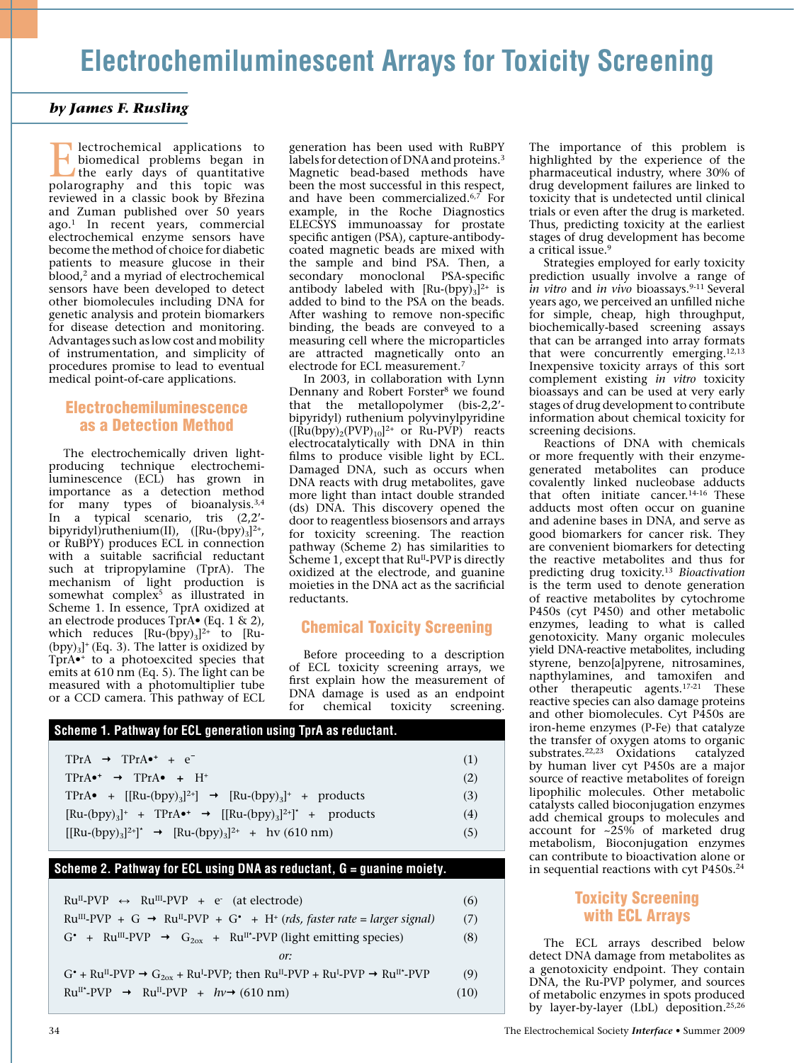# Electrochemiluminescent Arrays for Toxicity Screening

***by James F. Rusling***

Electrochemical applications to biomedical problems began in the early days of quantitative polarography and this topic was reviewed in a classic book by Březina and Zuman published over 50 years ago.[1] In recent years, commercial electrochemical enzyme sensors have become the method of choice for diabetic patients to measure glucose in their blood,[2] and a myriad of electrochemical sensors have been developed to detect other biomolecules including DNA for genetic analysis and protein biomarkers for disease detection and monitoring. Advantages such as low cost and mobility of instrumentation, and simplicity of procedures promise to lead to eventual medical point-of-care applications.

## Electrochemiluminescence as a Detection Method

The electrochemically driven light-producing technique electrochemiluminescence (ECL) has grown in importance as a detection method for many types of bioanalysis.[3,4] In a typical scenario, tris (2,2'-bipyridyl)ruthenium(II), ($[Ru(bpy)_3]^{2+}$, or RuBPY) produces ECL in connection with a suitable sacrificial reductant such at tripropylamine (TprA). The mechanism of light production is somewhat complex[5] as illustrated in Scheme 1. In essence, TprA oxidized at an electrode produces TprA• (Eq. 1 & 2), which reduces $[Ru(bpy)_3]^{2+}$ to $[Ru(bpy)_3]^{+}$ (Eq. 3). The latter is oxidized by $TprA^{•+}$ to a photoexcited species that emits at 610 nm (Eq. 5). The light can be measured with a photomultiplier tube or a CCD camera. This pathway of ECL generation has been used with RuBPY labels for detection of DNA and proteins.[3] Magnetic bead-based methods have been the most successful in this respect, and have been commercialized.[6,7] For example, in the Roche Diagnostics ELECSYS immunoassay for prostate specific antigen (PSA), capture-antibody-coated magnetic beads are mixed with the sample and bind PSA. Then, a secondary monoclonal PSA-specific antibody labeled with $[Ru(bpy)_3]^{2+}$ is added to bind to the PSA on the beads. After washing to remove non-specific binding, the beads are conveyed to a measuring cell where the microparticles are attracted magnetically onto an electrode for ECL measurement.[7]

In 2003, in collaboration with Lynn Dennany and Robert Forster[8] we found that the metallopolymer (bis-2,2'-bipyridyl) ruthenium polyvinylpyridine ($[Ru(bpy)_2(PVP)_{10}]^{2+}$ or Ru-PVP) reacts electrocatalytically with DNA in thin films to produce visible light by ECL. Damaged DNA, such as occurs when DNA reacts with drug metabolites, gave more light than intact double stranded (ds) DNA. This discovery opened the door to reagentless biosensors and arrays for toxicity screening. The reaction pathway (Scheme 2) has similarities to Scheme 1, except that $Ru^{II}$-PVP is directly oxidized at the electrode, and guanine moieties in the DNA act as the sacrificial reductants.

**Scheme 1. Pathway for ECL generation using TprA as reductant.**

$$TPrA \rightarrow TPrA^{•+} + e^- \quad (1)$$

$$TPrA^{•+} \rightarrow TPrA^{•} + H^+ \quad (2)$$

$$TPrA^{•} + [[Ru(bpy)_3]^{2+}] \rightarrow [Ru(bpy)_3]^{+} + \text{products} \quad (3)$$

$$[Ru(bpy)_3]^{+} + TPrA^{•+} \rightarrow [[Ru(bpy)_3]^{2+}]^{*} + \text{products} \quad (4)$$

$$[[Ru(bpy)_3]^{2+}]^{*} \rightarrow [Ru(bpy)_3]^{2+} + h\nu\ (610\ nm) \quad (5)$$

**Scheme 2. Pathway for ECL using DNA as reductant, G = guanine moiety.**

$$Ru^{II}\text{-PVP} \leftrightarrow Ru^{III}\text{-PVP} + e^- \ \text{(at electrode)} \quad (6)$$

$$Ru^{III}\text{-PVP} + G \rightarrow Ru^{II}\text{-PVP} + G^{•} + H^+ \ \textit{(rds, faster rate = larger signal)} \quad (7)$$

$$G^{•} + Ru^{III}\text{-PVP} \rightarrow G_{2ox} + Ru^{II*}\text{-PVP (light emitting species)} \quad (8)$$

*or:*

$$G^{•} + Ru^{II}\text{-PVP} \rightarrow G_{2ox} + Ru^{I}\text{-PVP; then } Ru^{II}\text{-PVP} + Ru^{I}\text{-PVP} \rightarrow Ru^{II*}\text{-PVP} \quad (9)$$

$$Ru^{II*}\text{-PVP} \rightarrow Ru^{II}\text{-PVP} + h\nu \rightarrow (610\ nm) \quad (10)$$

## Chemical Toxicity Screening

Before proceeding to a description of ECL toxicity screening arrays, we first explain how the measurement of DNA damage is used as an endpoint for chemical toxicity screening. The importance of this problem is highlighted by the experience of the pharmaceutical industry, where 30% of drug development failures are linked to toxicity that is undetected until clinical trials or even after the drug is marketed. Thus, predicting toxicity at the earliest stages of drug development has become a critical issue.[9]

Strategies employed for early toxicity prediction usually involve a range of *in vitro* and *in vivo* bioassays.[9-11] Several years ago, we perceived an unfilled niche for simple, cheap, high throughput, biochemically-based screening assays that can be arranged into array formats that were concurrently emerging.[12,13] Inexpensive toxicity arrays of this sort complement existing *in vitro* toxicity bioassays and can be used at very early stages of drug development to contribute information about chemical toxicity for screening decisions.

Reactions of DNA with chemicals or more frequently with their enzyme-generated metabolites can produce covalently linked nucleobase adducts that often initiate cancer.[14-16] These adducts most often occur on guanine and adenine bases in DNA, and serve as good biomarkers for cancer risk. They are convenient biomarkers for detecting the reactive metabolites and thus for predicting drug toxicity.[13] *Bioactivation* is the term used to denote generation of reactive metabolites by cytochrome P450s (cyt P450) and other metabolic enzymes, leading to what is called genotoxicity. Many organic molecules yield DNA-reactive metabolites, including styrene, benzo[a]pyrene, nitrosamines, napthylamines, and tamoxifen and other therapeutic agents.[17-21] These reactive species can also damage proteins and other biomolecules. Cyt P450s are iron-heme enzymes (P-Fe) that catalyze the transfer of oxygen atoms to organic substrates.[22,23] Oxidations catalyzed by human liver cyt P450s are a major source of reactive metabolites of foreign lipophilic molecules. Other metabolic catalysts called bioconjugation enzymes add chemical groups to molecules and account for ~25% of marketed drug metabolism, Bioconjugation enzymes can contribute to bioactivation alone or in sequential reactions with cyt P450s.[24]

## Toxicity Screening with ECL Arrays

The ECL arrays described below detect DNA damage from metabolites as a genotoxicity endpoint. They contain DNA, the Ru-PVP polymer, and sources of metabolic enzymes in spots produced by layer-by-layer (LbL) deposition.[25,26]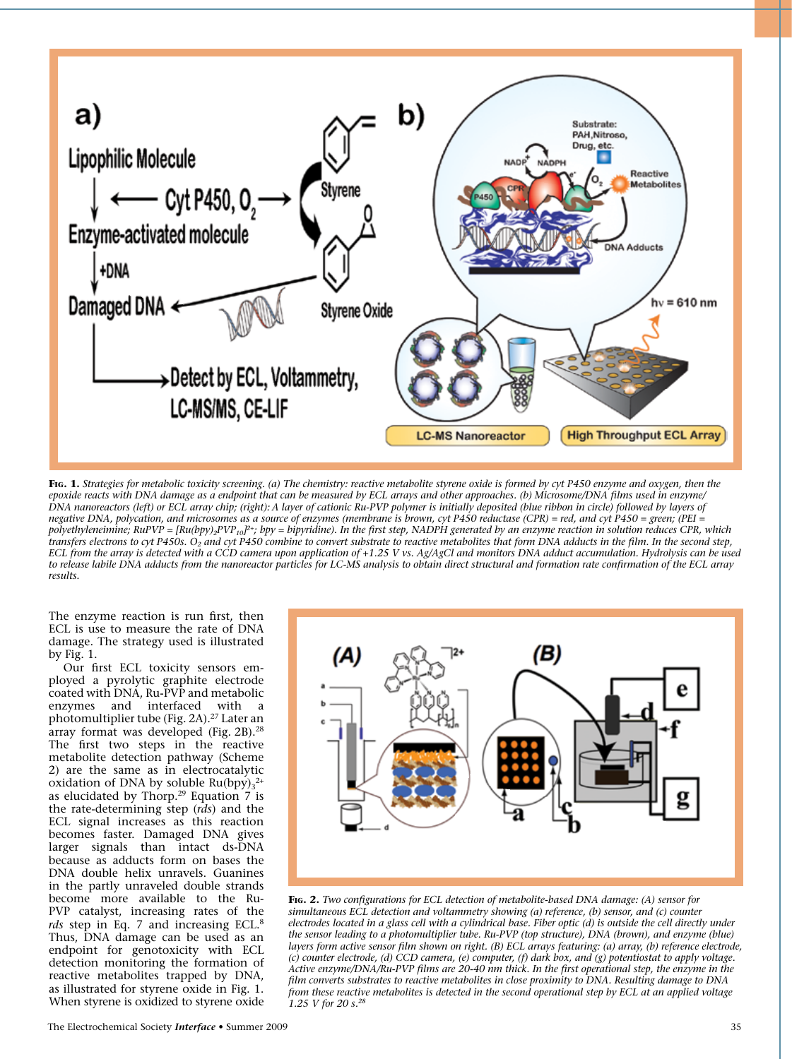**Fig. 1.** *Strategies for metabolic toxicity screening. (a) The chemistry: reactive metabolite styrene oxide is formed by cyt P450 enzyme and oxygen, then the epoxide reacts with DNA damage as a endpoint that can be measured by ECL arrays and other approaches. (b) Microsome/DNA films used in enzyme/DNA nanoreactors (left) or ECL array chip; (right): A layer of cationic Ru-PVP polymer is initially deposited (blue ribbon in circle) followed by layers of negative DNA, polycation, and microsomes as a source of enzymes (membrane is brown, cyt P450 reductase (CPR) = red, and cyt P450 = green; (PEI = polyethyleneimine; RuPVP = $[Ru(bpy)_2PVP_{10}]^{2+}$; bpy = bipyridine). In the first step, NADPH generated by an enzyme reaction in solution reduces CPR, which transfers electrons to cyt P450s. $O_2$ and cyt P450 combine to convert substrate to reactive metabolites that form DNA adducts in the film. In the second step, ECL from the array is detected with a CCD camera upon application of +1.25 V vs. Ag/AgCl and monitors DNA adduct accumulation. Hydrolysis can be used to release labile DNA adducts from the nanoreactor particles for LC-MS analysis to obtain direct structural and formation rate confirmation of the ECL array results.*

The enzyme reaction is run first, then ECL is use to measure the rate of DNA damage. The strategy used is illustrated by Fig. 1.

Our first ECL toxicity sensors employed a pyrolytic graphite electrode coated with DNA, Ru-PVP and metabolic enzymes and interfaced with a photomultiplier tube (Fig. 2A).[27] Later an array format was developed (Fig. 2B).[28] The first two steps in the reactive metabolite detection pathway (Scheme 2) are the same as in electrocatalytic oxidation of DNA by soluble $Ru(bpy)_3^{2+}$ as elucidated by Thorp.[29] Equation 7 is the rate-determining step (*rds*) and the ECL signal increases as this reaction becomes faster. Damaged DNA gives larger signals than intact ds-DNA because as adducts form on bases the DNA double helix unravels. Guanines in the partly unraveled double strands become more available to the Ru-PVP catalyst, increasing rates of the *rds* step in Eq. 7 and increasing ECL.[8] Thus, DNA damage can be used as an endpoint for genotoxicity with ECL detection monitoring the formation of reactive metabolites trapped by DNA, as illustrated for styrene oxide in Fig. 1. When styrene is oxidized to styrene oxide

**Fig. 2.** *Two configurations for ECL detection of metabolite-based DNA damage: (A) sensor for simultaneous ECL detection and voltammetry showing (a) reference, (b) sensor, and (c) counter electrodes located in a glass cell with a cylindrical base. Fiber optic (d) is outside the cell directly under the sensor leading to a photomultiplier tube. Ru-PVP (top structure), DNA (brown), and enzyme (blue) layers form active sensor film shown on right. (B) ECL arrays featuring: (a) array, (b) reference electrode, (c) counter electrode, (d) CCD camera, (e) computer, (f) dark box, and (g) potentiostat to apply voltage. Active enzyme/DNA/Ru-PVP films are 20-40 nm thick. In the first operational step, the enzyme in the film converts substrates to reactive metabolites in close proximity to DNA. Resulting damage to DNA from these reactive metabolites is detected in the second operational step by ECL at an applied voltage 1.25 V for 20 s.*[28]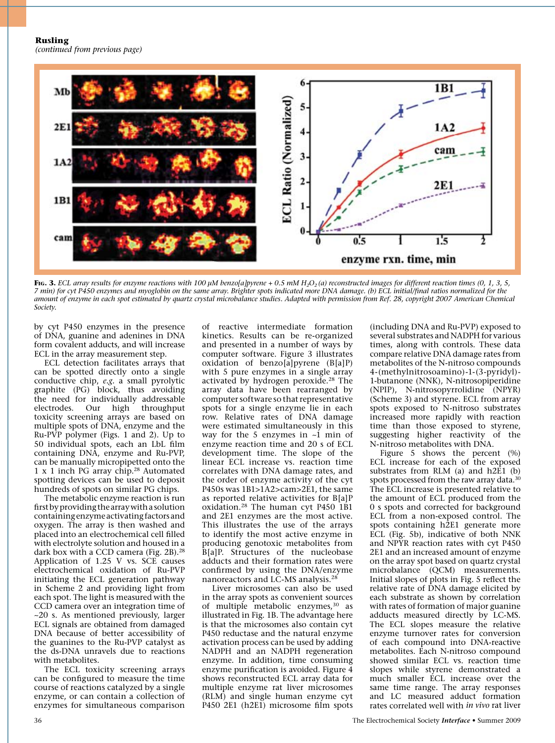*(continued from previous page)*

**Fig. 3.** *ECL array results for enzyme reactions with 100 µM benzo[a]pyrene + 0.5 mM $H_2O_2$ (a) reconstructed images for different reaction times (0, 1, 3, 5, 7 min) for cyt P450 enzymes and myoglobin on the same array. Brighter spots indicated more DNA damage. (b) ECL initial/final ratios normalized for the amount of enzyme in each spot estimated by quartz crystal microbalance studies. Adapted with permission from Ref. 28, copyright 2007 American Chemical Society.*

by cyt P450 enzymes in the presence of DNA, guanine and adenines in DNA form covalent adducts, and will increase ECL in the array measurement step.

ECL detection facilitates arrays that can be spotted directly onto a single conductive chip, *e.g.* a small pyrolytic graphite (PG) block, thus avoiding the need for individually addressable electrodes. Our high throughput toxicity screening arrays are based on multiple spots of DNA, enzyme and the Ru-PVP polymer (Figs. 1 and 2). Up to 50 individual spots, each an LbL film containing DNA, enzyme and Ru-PVP, can be manually micropipetted onto the 1 x 1 inch PG array chip.[28] Automated spotting devices can be used to deposit hundreds of spots on similar PG chips.

The metabolic enzyme reaction is run first by providing the array with a solution containing enzyme activating factors and oxygen. The array is then washed and placed into an electrochemical cell filled with electrolyte solution and housed in a dark box with a CCD camera (Fig. 2B).[28] Application of 1.25 V vs. SCE causes electrochemical oxidation of Ru-PVP initiating the ECL generation pathway in Scheme 2 and providing light from each spot. The light is measured with the CCD camera over an integration time of ~20 s. As mentioned previously, larger ECL signals are obtained from damaged DNA because of better accessibility of the guanines to the Ru-PVP catalyst as the ds-DNA unravels due to reactions with metabolites.

The ECL toxicity screening arrays can be configured to measure the time course of reactions catalyzed by a single enzyme, or can contain a collection of enzymes for simultaneous comparison of reactive intermediate formation kinetics. Results can be re-organized and presented in a number of ways by computer software. Figure 3 illustrates oxidation of benzo[a]pyrene (B[a]P) with 5 pure enzymes in a single array activated by hydrogen peroxide.[28] The array data have been rearranged by computer software so that representative spots for a single enzyme lie in each row. Relative rates of DNA damage were estimated simultaneously in this way for the 5 enzymes in ~1 min of enzyme reaction time and 20 s of ECL development time. The slope of the linear ECL increase vs. reaction time correlates with DNA damage rates, and the order of enzyme activity of the cyt P450s was 1B1>1A2>cam>2E1, the same as reported relative activities for B[a]P oxidation.[28] The human cyt P450 1B1 and 2E1 enzymes are the most active. This illustrates the use of the arrays to identify the most active enzyme in producing genotoxic metabolites from B[a]P. Structures of the nucleobase adducts and their formation rates were confirmed by using the DNA/enzyme nanoreactors and LC-MS analysis.[28]

Liver microsomes can also be used in the array spots as convenient sources of multiple metabolic enzymes,[30] as illustrated in Fig. 1B. The advantage here is that the microsomes also contain cyt P450 reductase and the natural enzyme activation process can be used by adding NADPH and an NADPH regeneration enzyme. In addition, time consuming enzyme purification is avoided. Figure 4 shows reconstructed ECL array data for multiple enzyme rat liver microsomes (RLM) and single human enzyme cyt P450 2E1 (h2E1) microsome film spots (including DNA and Ru-PVP) exposed to several substrates and NADPH for various times, along with controls. These data compare relative DNA damage rates from metabolites of the N-nitroso compounds 4-(methylnitrosoamino)-1-(3-pyridyl)-1-butanone (NNK), N-nitrosopiperidine (NPIP), N-nitrosopyrrolidine (NPYR) (Scheme 3) and styrene. ECL from array spots exposed to N-nitroso substrates increased more rapidly with reaction time than those exposed to styrene, suggesting higher reactivity of the N-nitroso metabolites with DNA.

Figure 5 shows the percent (%) ECL increase for each of the exposed substrates from RLM (a) and h2E1 (b) spots processed from the raw array data.[30] The ECL increase is presented relative to the amount of ECL produced from the 0 s spots and corrected for background ECL from a non-exposed control. The spots containing h2E1 generate more ECL (Fig. 5b), indicative of both NNK and NPYR reaction rates with cyt P450 2E1 and an increased amount of enzyme on the array spot based on quartz crystal microbalance (QCM) measurements. Initial slopes of plots in Fig. 5 reflect the relative rate of DNA damage elicited by each substrate as shown by correlation with rates of formation of major guanine adducts measured directly by LC-MS. The ECL slopes measure the relative enzyme turnover rates for conversion of each compound into DNA-reactive metabolites. Each N-nitroso compound showed similar ECL vs. reaction time slopes while styrene demonstrated a much smaller ECL increase over the same time range. The array responses and LC measured adduct formation rates correlated well with *in vivo* rat liver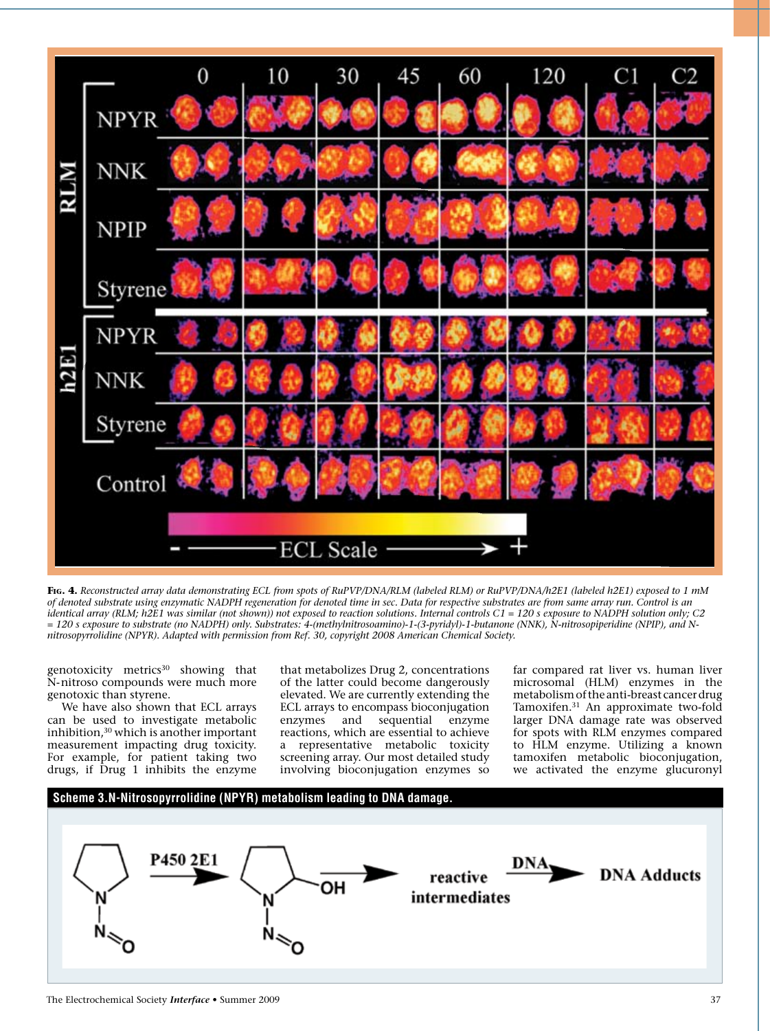**Fig. 4.** *Reconstructed array data demonstrating ECL from spots of RuPVP/DNA/RLM (labeled RLM) or RuPVP/DNA/h2E1 (labeled h2E1) exposed to 1 mM of denoted substrate using enzymatic NADPH regeneration for denoted time in sec. Data for respective substrates are from same array run. Control is an identical array (RLM; h2E1 was similar (not shown)) not exposed to reaction solutions. Internal controls C1 = 120 s exposure to NADPH solution only; C2 = 120 s exposure to substrate (no NADPH) only. Substrates: 4-(methylnitrosoamino)-1-(3-pyridyl)-1-butanone (NNK), N-nitrosopiperidine (NPIP), and N-nitrosopyrrolidine (NPYR). Adapted with permission from Ref. 30, copyright 2008 American Chemical Society.*

genotoxicity metrics[30] showing that N-nitroso compounds were much more genotoxic than styrene.

We have also shown that ECL arrays can be used to investigate metabolic inhibition,[30] which is another important measurement impacting drug toxicity. For example, for patient taking two drugs, if Drug 1 inhibits the enzyme that metabolizes Drug 2, concentrations of the latter could become dangerously elevated. We are currently extending the ECL arrays to encompass bioconjugation enzymes and sequential enzyme reactions, which are essential to achieve a representative metabolic toxicity screening array. Our most detailed study involving bioconjugation enzymes so far compared rat liver vs. human liver microsomal (HLM) enzymes in the metabolism of the anti-breast cancer drug Tamoxifen.[31] An approximate two-fold larger DNA damage rate was observed for spots with RLM enzymes compared to HLM enzyme. Utilizing a known tamoxifen metabolic bioconjugation, we activated the enzyme glucuronyl

**Scheme 3. N-Nitrosopyrrolidine (NPYR) metabolism leading to DNA damage.**

NPYR —(P450 2E1)→ α-hydroxy-NPYR (OH) → reactive intermediates —(DNA)→ DNA Adducts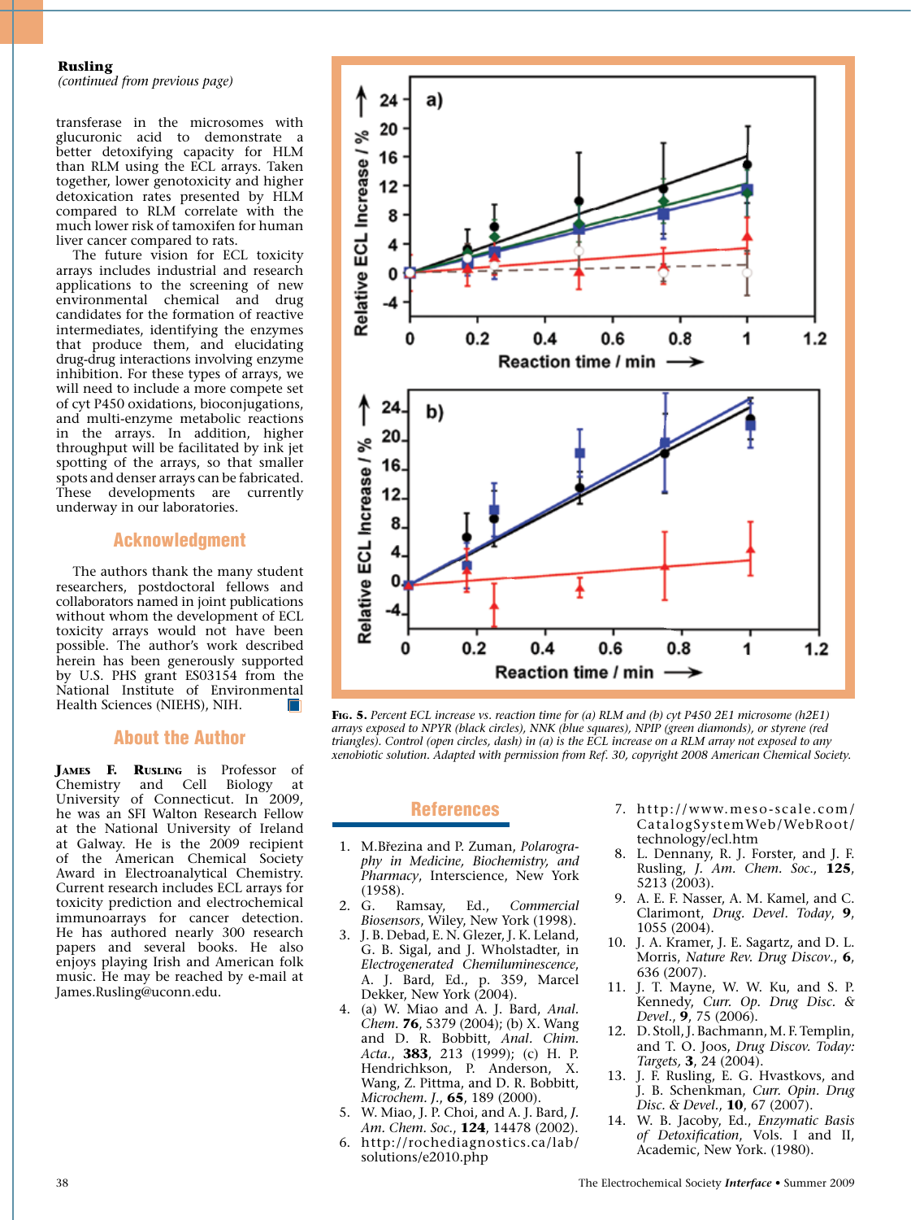**Rusling**
*(continued from previous page)*

transferase in the microsomes with glucuronic acid to demonstrate a better detoxifying capacity for HLM than RLM using the ECL arrays. Taken together, lower genotoxicity and higher detoxication rates presented by HLM compared to RLM correlate with the much lower risk of tamoxifen for human liver cancer compared to rats.

The future vision for ECL toxicity arrays includes industrial and research applications to the screening of new environmental chemical and drug candidates for the formation of reactive intermediates, identifying the enzymes that produce them, and elucidating drug-drug interactions involving enzyme inhibition. For these types of arrays, we will need to include a more compete set of cyt P450 oxidations, bioconjugations, and multi-enzyme metabolic reactions in the arrays. In addition, higher throughput will be facilitated by ink jet spotting of the arrays, so that smaller spots and denser arrays can be fabricated. These developments are currently underway in our laboratories.

## Acknowledgment

The authors thank the many student researchers, postdoctoral fellows and collaborators named in joint publications without whom the development of ECL toxicity arrays would not have been possible. The author's work described herein has been generously supported by U.S. PHS grant ES03154 from the National Institute of Environmental Health Sciences (NIEHS), NIH.

## About the Author

**James F. Rusling** is Professor of Chemistry and Cell Biology at University of Connecticut. In 2009, he was an SFI Walton Research Fellow at the National University of Ireland at Galway. He is the 2009 recipient of the American Chemical Society Award in Electroanalytical Chemistry. Current research includes ECL arrays for toxicity prediction and electrochemical immunoarrays for cancer detection. He has authored nearly 300 research papers and several books. He also enjoys playing Irish and American folk music. He may be reached by e-mail at James.Rusling@uconn.edu.

**Fig. 5.** *Percent ECL increase vs. reaction time for (a) RLM and (b) cyt P450 2E1 microsome (h2E1) arrays exposed to NPYR (black circles), NNK (blue squares), NPIP (green diamonds), or styrene (red triangles). Control (open circles, dash) in (a) is the ECL increase on a RLM array not exposed to any xenobiotic solution. Adapted with permission from Ref. 30, copyright 2008 American Chemical Society.*

## References

1. M.Březina and P. Zuman, *Polarography in Medicine, Biochemistry, and Pharmacy*, Interscience, New York (1958).
2. G. Ramsay, Ed., *Commercial Biosensors*, Wiley, New York (1998).
3. J. B. Debad, E. N. Glezer, J. K. Leland, G. B. Sigal, and J. Wholstadter, in *Electrogenerated Chemiluminescence*, A. J. Bard, Ed., p. 359, Marcel Dekker, New York (2004).
4. (a) W. Miao and A. J. Bard, *Anal. Chem.* **76**, 5379 (2004); (b) X. Wang and D. R. Bobbitt, *Anal. Chim. Acta.*, **383**, 213 (1999); (c) H. P. Hendrichkson, P. Anderson, X. Wang, Z. Pittma, and D. R. Bobbitt, *Microchem. J.*, **65**, 189 (2000).
5. W. Miao, J. P. Choi, and A. J. Bard, *J. Am. Chem. Soc.*, **124**, 14478 (2002).
6. http://rochediagnostics.ca/lab/solutions/e2010.php
7. http://www.meso-scale.com/CatalogSystemWeb/WebRoot/technology/ecl.htm
8. L. Dennany, R. J. Forster, and J. F. Rusling, *J. Am. Chem. Soc.*, **125**, 5213 (2003).
9. A. E. F. Nasser, A. M. Kamel, and C. Clarimont, *Drug. Devel. Today*, **9**, 1055 (2004).
10. J. A. Kramer, J. E. Sagartz, and D. L. Morris, *Nature Rev. Drug Discov.*, **6**, 636 (2007).
11. J. T. Mayne, W. W. Ku, and S. P. Kennedy, *Curr. Op. Drug Disc. & Devel.*, **9**, 75 (2006).
12. D. Stoll, J. Bachmann, M. F. Templin, and T. O. Joos, *Drug Discov. Today: Targets*, **3**, 24 (2004).
13. J. F. Rusling, E. G. Hvastkovs, and J. B. Schenkman, *Curr. Opin. Drug Disc. & Devel.*, **10**, 67 (2007).
14. W. B. Jacoby, Ed., *Enzymatic Basis of Detoxification*, Vols. I and II, Academic, New York. (1980).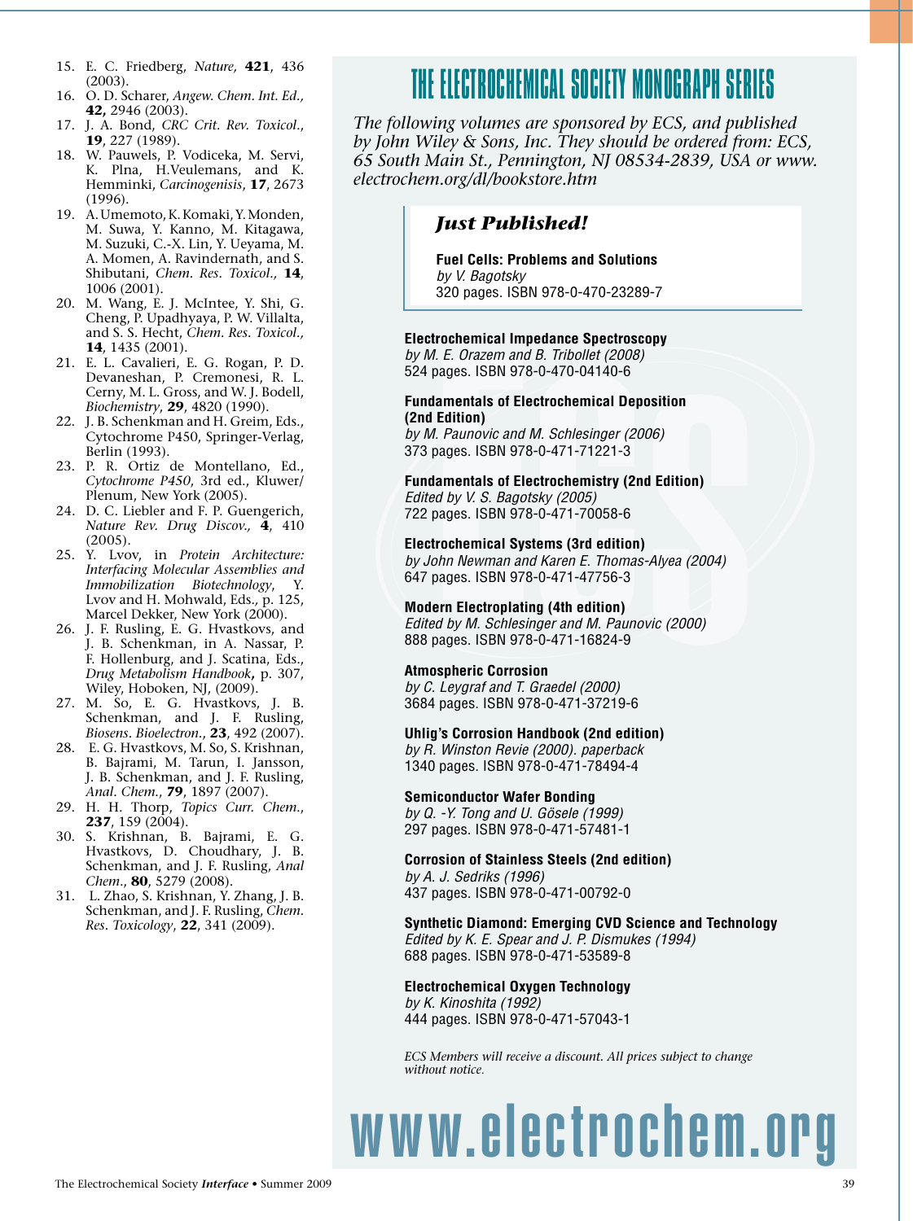15. E. C. Friedberg, *Nature,* **421**, 436 (2003).
16. O. D. Scharer, *Angew. Chem. Int. Ed.,* **42,** 2946 (2003).
17. J. A. Bond, *CRC Crit. Rev. Toxicol.*, **19**, 227 (1989).
18. W. Pauwels, P. Vodiceka, M. Servi, K. Plna, H.Veulemans, and K. Hemminki, *Carcinogenisis*, **17**, 2673 (1996).
19. A. Umemoto, K. Komaki, Y. Monden, M. Suwa, Y. Kanno, M. Kitagawa, M. Suzuki, C.-X. Lin, Y. Ueyama, M. A. Momen, A. Ravindernath, and S. Shibutani, *Chem. Res. Toxicol.,* **14**, 1006 (2001).
20. M. Wang, E. J. McIntee, Y. Shi, G. Cheng, P. Upadhyaya, P. W. Villalta, and S. S. Hecht, *Chem. Res. Toxicol.,* **14**, 1435 (2001).
21. E. L. Cavalieri, E. G. Rogan, P. D. Devaneshan, P. Cremonesi, R. L. Cerny, M. L. Gross, and W. J. Bodell, *Biochemistry*, **29**, 4820 (1990).
22. J. B. Schenkman and H. Greim, Eds., Cytochrome P450, Springer-Verlag, Berlin (1993).
23. P. R. Ortiz de Montellano, Ed., *Cytochrome P450*, 3rd ed., Kluwer/ Plenum, New York (2005).
24. D. C. Liebler and F. P. Guengerich, *Nature Rev. Drug Discov.,* **4**, 410 (2005).
25. Y. Lvov, in *Protein Architecture: Interfacing Molecular Assemblies and Immobilization Biotechnology*, Y. Lvov and H. Mohwald, Eds., p. 125, Marcel Dekker, New York (2000).
26. J. F. Rusling, E. G. Hvastkovs, and J. B. Schenkman, in A. Nassar, P. F. Hollenburg, and J. Scatina, Eds., *Drug Metabolism Handbook***,** p. 307, Wiley, Hoboken, NJ, (2009).
27. M. So, E. G. Hvastkovs, J. B. Schenkman, and J. F. Rusling, *Biosens. Bioelectron.*, **23**, 492 (2007).
28. E. G. Hvastkovs, M. So, S. Krishnan, B. Bajrami, M. Tarun, I. Jansson, J. B. Schenkman, and J. F. Rusling, *Anal. Chem.*, **79**, 1897 (2007).
29. H. H. Thorp, *Topics Curr. Chem.*, **237**, 159 (2004).
30. S. Krishnan, B. Bajrami, E. G. Hvastkovs, D. Choudhary, J. B. Schenkman, and J. F. Rusling, *Anal Chem.*, **80**, 5279 (2008).
31. L. Zhao, S. Krishnan, Y. Zhang, J. B. Schenkman, and J. F. Rusling, *Chem. Res. Toxicology*, **22**, 341 (2009).

# THE ELECTROCHEMICAL SOCIETY MONOGRAPH SERIES

*The following volumes are sponsored by ECS, and published by John Wiley & Sons, Inc. They should be ordered from: ECS, 65 South Main St., Pennington, NJ 08534-2839, USA or www.electrochem.org/dl/bookstore.htm*

### *Just Published!*

**Fuel Cells: Problems and Solutions**
*by V. Bagotsky*
320 pages. ISBN 978-0-470-23289-7

**Electrochemical Impedance Spectroscopy**
*by M. E. Orazem and B. Tribollet (2008)*
524 pages. ISBN 978-0-470-04140-6

**Fundamentals of Electrochemical Deposition (2nd Edition)**
*by M. Paunovic and M. Schlesinger (2006)*
373 pages. ISBN 978-0-471-71221-3

**Fundamentals of Electrochemistry (2nd Edition)**
*Edited by V. S. Bagotsky (2005)*
722 pages. ISBN 978-0-471-70058-6

**Electrochemical Systems (3rd edition)**
*by John Newman and Karen E. Thomas-Alyea (2004)*
647 pages. ISBN 978-0-471-47756-3

**Modern Electroplating (4th edition)**
*Edited by M. Schlesinger and M. Paunovic (2000)*
888 pages. ISBN 978-0-471-16824-9

**Atmospheric Corrosion**
*by C. Leygraf and T. Graedel (2000)*
3684 pages. ISBN 978-0-471-37219-6

**Uhlig's Corrosion Handbook (2nd edition)**
*by R. Winston Revie (2000). paperback*
1340 pages. ISBN 978-0-471-78494-4

**Semiconductor Wafer Bonding**
*by Q. -Y. Tong and U. Gösele (1999)*
297 pages. ISBN 978-0-471-57481-1

**Corrosion of Stainless Steels (2nd edition)**
*by A. J. Sedriks (1996)*
437 pages. ISBN 978-0-471-00792-0

**Synthetic Diamond: Emerging CVD Science and Technology**
*Edited by K. E. Spear and J. P. Dismukes (1994)*
688 pages. ISBN 978-0-471-53589-8

**Electrochemical Oxygen Technology**
*by K. Kinoshita (1992)*
444 pages. ISBN 978-0-471-57043-1

*ECS Members will receive a discount. All prices subject to change without notice.*

# www.electrochem.org